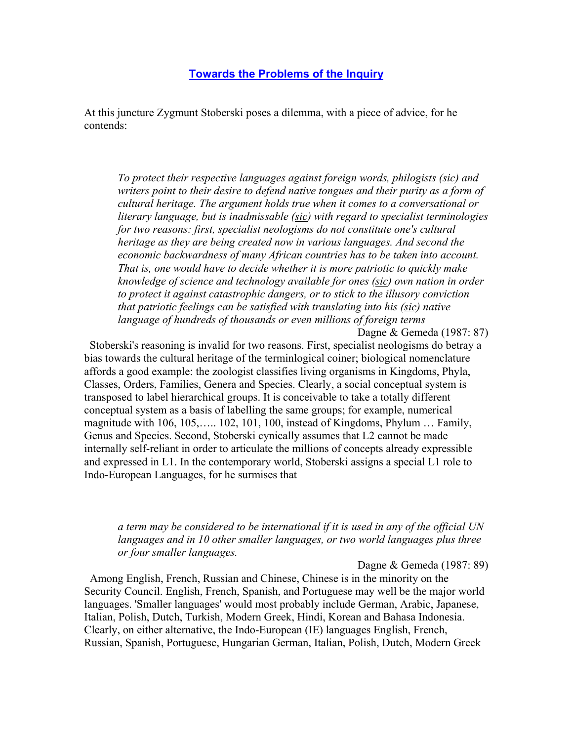## Towards the Problems of the Inquiry

At this juncture Zygmunt Stoberski poses a dilemma, with a piece of advice, for he contends:

> *To protect their respective languages against foreign words, philogists (sic) and writers point to their desire to defend native tongues and their purity as a form of cultural heritage. The argument holds true when it comes to a conversational or literary language, but is inadmissable (sic) with regard to specialist terminologies for two reasons: first, specialist neologisms do not constitute one's cultural heritage as they are being created now in various languages. And second the economic backwardness of many African countries has to be taken into account. That is, one would have to decide whether it is more patriotic to quickly make knowledge of science and technology available for ones (sic) own nation in order to protect it against catastrophic dangers, or to stick to the illusory conviction that patriotic feelings can be satisfied with translating into his (sic) native language of hundreds of thousands or even millions of foreign terms*
>
> Dagne & Gemeda (1987: 87)

Stoberski's reasoning is invalid for two reasons. First, specialist neologisms do betray a bias towards the cultural heritage of the terminlogical coiner; biological nomenclature affords a good example: the zoologist classifies living organisms in Kingdoms, Phyla, Classes, Orders, Families, Genera and Species. Clearly, a social conceptual system is transposed to label hierarchical groups. It is conceivable to take a totally different conceptual system as a basis of labelling the same groups; for example, numerical magnitude with 106, 105,….. 102, 101, 100, instead of Kingdoms, Phylum … Family, Genus and Species. Second, Stoberski cynically assumes that L2 cannot be made internally self-reliant in order to articulate the millions of concepts already expressible and expressed in L1. In the contemporary world, Stoberski assigns a special L1 role to Indo-European Languages, for he surmises that

> *a term may be considered to be international if it is used in any of the official UN languages and in 10 other smaller languages, or two world languages plus three or four smaller languages.*
>
> Dagne & Gemeda (1987: 89)

Among English, French, Russian and Chinese, Chinese is in the minority on the Security Council. English, French, Spanish, and Portuguese may well be the major world languages. 'Smaller languages' would most probably include German, Arabic, Japanese, Italian, Polish, Dutch, Turkish, Modern Greek, Hindi, Korean and Bahasa Indonesia. Clearly, on either alternative, the Indo-European (IE) languages English, French, Russian, Spanish, Portuguese, Hungarian German, Italian, Polish, Dutch, Modern Greek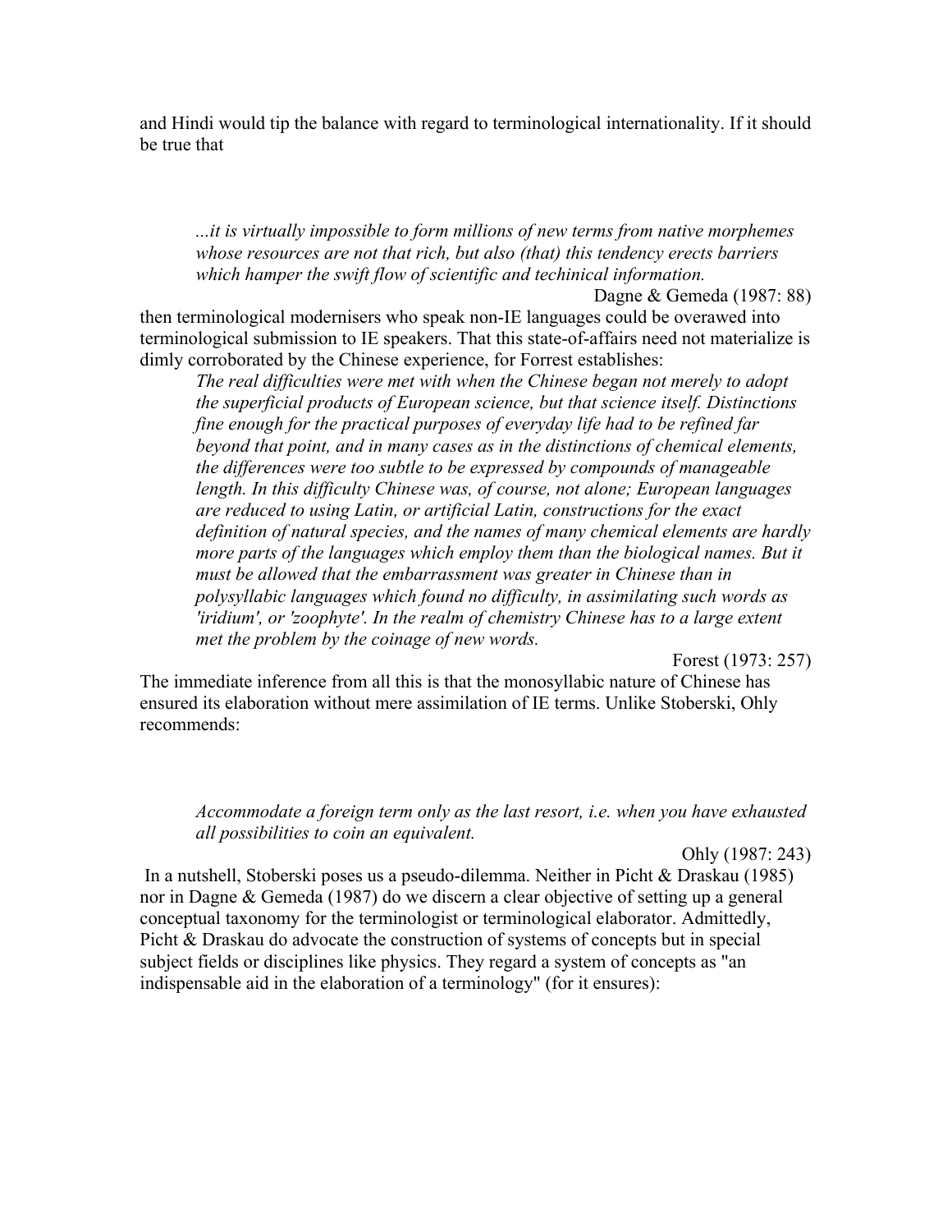and Hindi would tip the balance with regard to terminological internationality. If it should be true that

> *...it is virtually impossible to form millions of new terms from native morphemes whose resources are not that rich, but also (that) this tendency erects barriers which hamper the swift flow of scientific and techinical information.*
>
> Dagne & Gemeda (1987: 88)

then terminological modernisers who speak non-IE languages could be overawed into terminological submission to IE speakers. That this state-of-affairs need not materialize is dimly corroborated by the Chinese experience, for Forrest establishes:

> *The real difficulties were met with when the Chinese began not merely to adopt the superficial products of European science, but that science itself. Distinctions fine enough for the practical purposes of everyday life had to be refined far beyond that point, and in many cases as in the distinctions of chemical elements, the differences were too subtle to be expressed by compounds of manageable length. In this difficulty Chinese was, of course, not alone; European languages are reduced to using Latin, or artificial Latin, constructions for the exact definition of natural species, and the names of many chemical elements are hardly more parts of the languages which employ them than the biological names. But it must be allowed that the embarrassment was greater in Chinese than in polysyllabic languages which found no difficulty, in assimilating such words as 'iridium', or 'zoophyte'. In the realm of chemistry Chinese has to a large extent met the problem by the coinage of new words.*
>
> Forest (1973: 257)

The immediate inference from all this is that the monosyllabic nature of Chinese has ensured its elaboration without mere assimilation of IE terms. Unlike Stoberski, Ohly recommends:

> *Accommodate a foreign term only as the last resort, i.e. when you have exhausted all possibilities to coin an equivalent.*
>
> Ohly (1987: 243)

In a nutshell, Stoberski poses us a pseudo-dilemma. Neither in Picht & Draskau (1985) nor in Dagne & Gemeda (1987) do we discern a clear objective of setting up a general conceptual taxonomy for the terminologist or terminological elaborator. Admittedly, Picht & Draskau do advocate the construction of systems of concepts but in special subject fields or disciplines like physics. They regard a system of concepts as "an indispensable aid in the elaboration of a terminology" (for it ensures):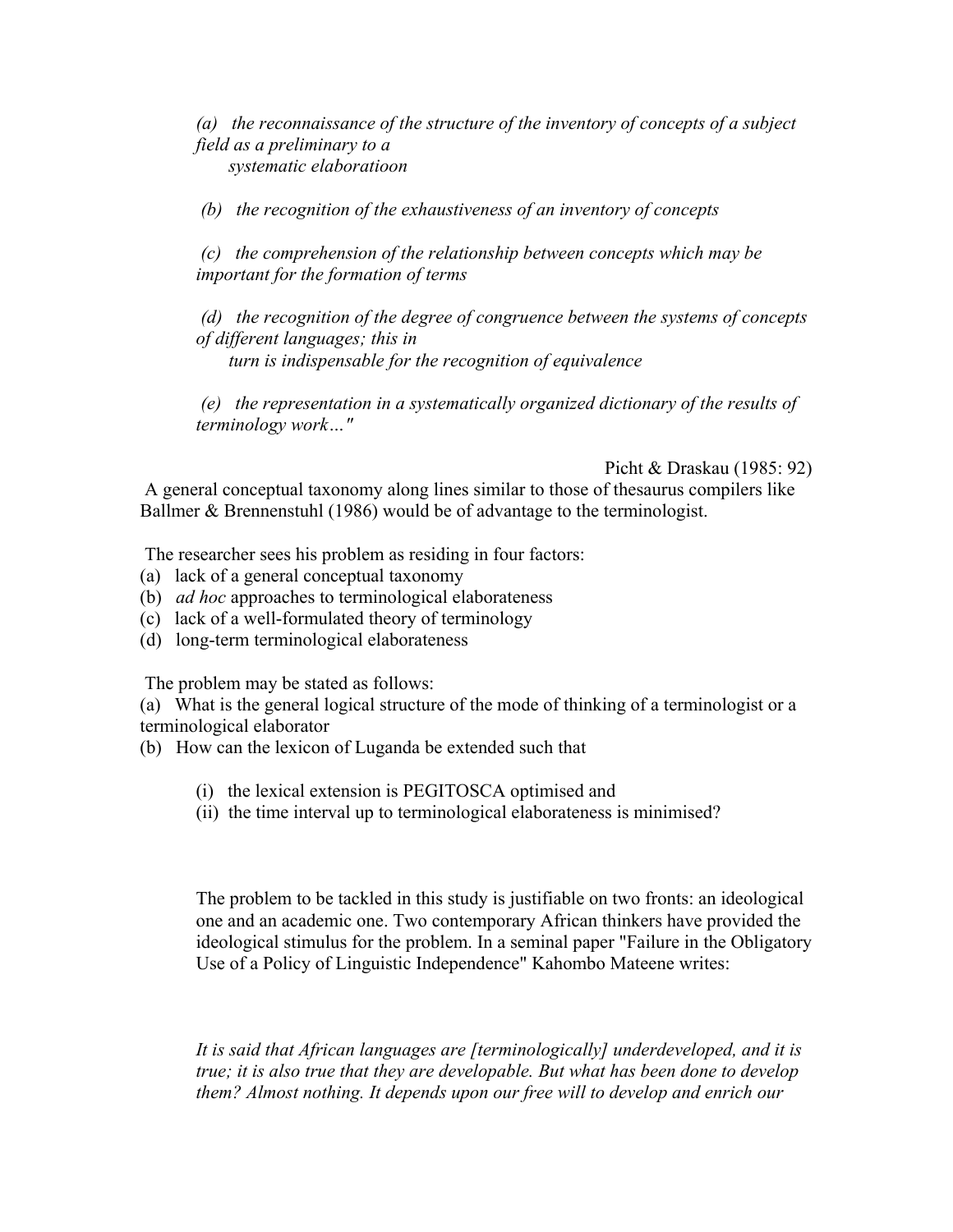*(a) the reconnaissance of the structure of the inventory of concepts of a subject field as a preliminary to a systematic elaboratioon*

*(b) the recognition of the exhaustiveness of an inventory of concepts*

*(c) the comprehension of the relationship between concepts which may be important for the formation of terms*

*(d) the recognition of the degree of congruence between the systems of concepts of different languages; this in turn is indispensable for the recognition of equivalence*

*(e) the representation in a systematically organized dictionary of the results of terminology work…"*

Picht & Draskau (1985: 92)

A general conceptual taxonomy along lines similar to those of thesaurus compilers like Ballmer & Brennenstuhl (1986) would be of advantage to the terminologist.

The researcher sees his problem as residing in four factors:

(a) lack of a general conceptual taxonomy
(b) *ad hoc* approaches to terminological elaborateness
(c) lack of a well-formulated theory of terminology
(d) long-term terminological elaborateness

The problem may be stated as follows:

(a) What is the general logical structure of the mode of thinking of a terminologist or a terminological elaborator
(b) How can the lexicon of Luganda be extended such that

   (i) the lexical extension is PEGITOSCA optimised and
   (ii) the time interval up to terminological elaborateness is minimised?

The problem to be tackled in this study is justifiable on two fronts: an ideological one and an academic one. Two contemporary African thinkers have provided the ideological stimulus for the problem. In a seminal paper "Failure in the Obligatory Use of a Policy of Linguistic Independence" Kahombo Mateene writes:

*It is said that African languages are [terminologically] underdeveloped, and it is true; it is also true that they are developable. But what has been done to develop them? Almost nothing. It depends upon our free will to develop and enrich our*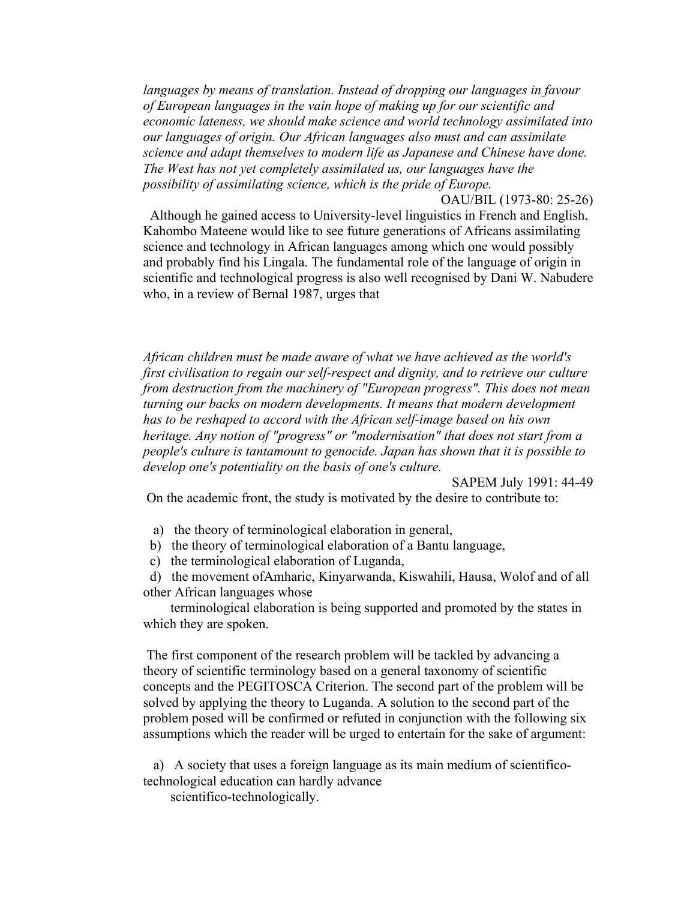*languages by means of translation. Instead of dropping our languages in favour of European languages in the vain hope of making up for our scientific and economic lateness, we should make science and world technology assimilated into our languages of origin. Our African languages also must and can assimilate science and adapt themselves to modern life as Japanese and Chinese have done. The West has not yet completely assimilated us, our languages have the possibility of assimilating science, which is the pride of Europe.*

OAU/BIL (1973-80: 25-26)

Although he gained access to University-level linguistics in French and English, Kahombo Mateene would like to see future generations of Africans assimilating science and technology in African languages among which one would possibly and probably find his Lingala. The fundamental role of the language of origin in scientific and technological progress is also well recognised by Dani W. Nabudere who, in a review of Bernal 1987, urges that

*African children must be made aware of what we have achieved as the world's first civilisation to regain our self-respect and dignity, and to retrieve our culture from destruction from the machinery of "European progress". This does not mean turning our backs on modern developments. It means that modern development has to be reshaped to accord with the African self-image based on his own heritage. Any notion of "progress" or "modernisation" that does not start from a people's culture is tantamount to genocide. Japan has shown that it is possible to develop one's potentiality on the basis of one's culture.*

SAPEM July 1991: 44-49

On the academic front, the study is motivated by the desire to contribute to:

a) the theory of terminological elaboration in general,
b) the theory of terminological elaboration of a Bantu language,
c) the terminological elaboration of Luganda,
d) the movement ofAmharic, Kinyarwanda, Kiswahili, Hausa, Wolof and of all other African languages whose terminological elaboration is being supported and promoted by the states in which they are spoken.

The first component of the research problem will be tackled by advancing a theory of scientific terminology based on a general taxonomy of scientific concepts and the PEGITOSCA Criterion. The second part of the problem will be solved by applying the theory to Luganda. A solution to the second part of the problem posed will be confirmed or refuted in conjunction with the following six assumptions which the reader will be urged to entertain for the sake of argument:

a) A society that uses a foreign language as its main medium of scientifico-technological education can hardly advance scientifico-technologically.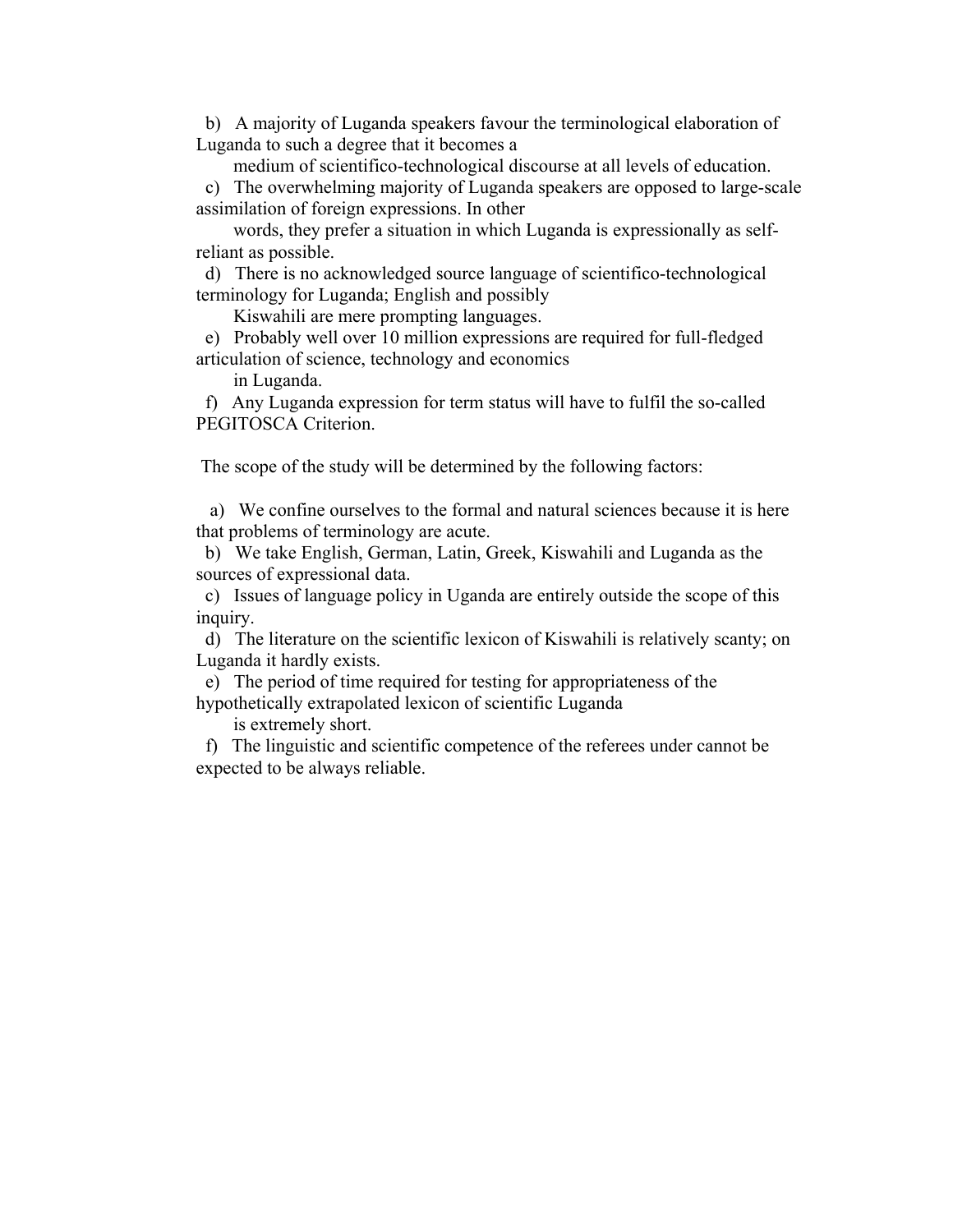b) A majority of Luganda speakers favour the terminological elaboration of Luganda to such a degree that it becomes a medium of scientifico-technological discourse at all levels of education.

c) The overwhelming majority of Luganda speakers are opposed to large-scale assimilation of foreign expressions. In other words, they prefer a situation in which Luganda is expressionally as self-reliant as possible.

d) There is no acknowledged source language of scientifico-technological terminology for Luganda; English and possibly Kiswahili are mere prompting languages.

e) Probably well over 10 million expressions are required for full-fledged articulation of science, technology and economics in Luganda.

f) Any Luganda expression for term status will have to fulfil the so-called PEGITOSCA Criterion.

The scope of the study will be determined by the following factors:

a) We confine ourselves to the formal and natural sciences because it is here that problems of terminology are acute.

b) We take English, German, Latin, Greek, Kiswahili and Luganda as the sources of expressional data.

c) Issues of language policy in Uganda are entirely outside the scope of this inquiry.

d) The literature on the scientific lexicon of Kiswahili is relatively scanty; on Luganda it hardly exists.

e) The period of time required for testing for appropriateness of the hypothetically extrapolated lexicon of scientific Luganda is extremely short.

f) The linguistic and scientific competence of the referees under cannot be expected to be always reliable.